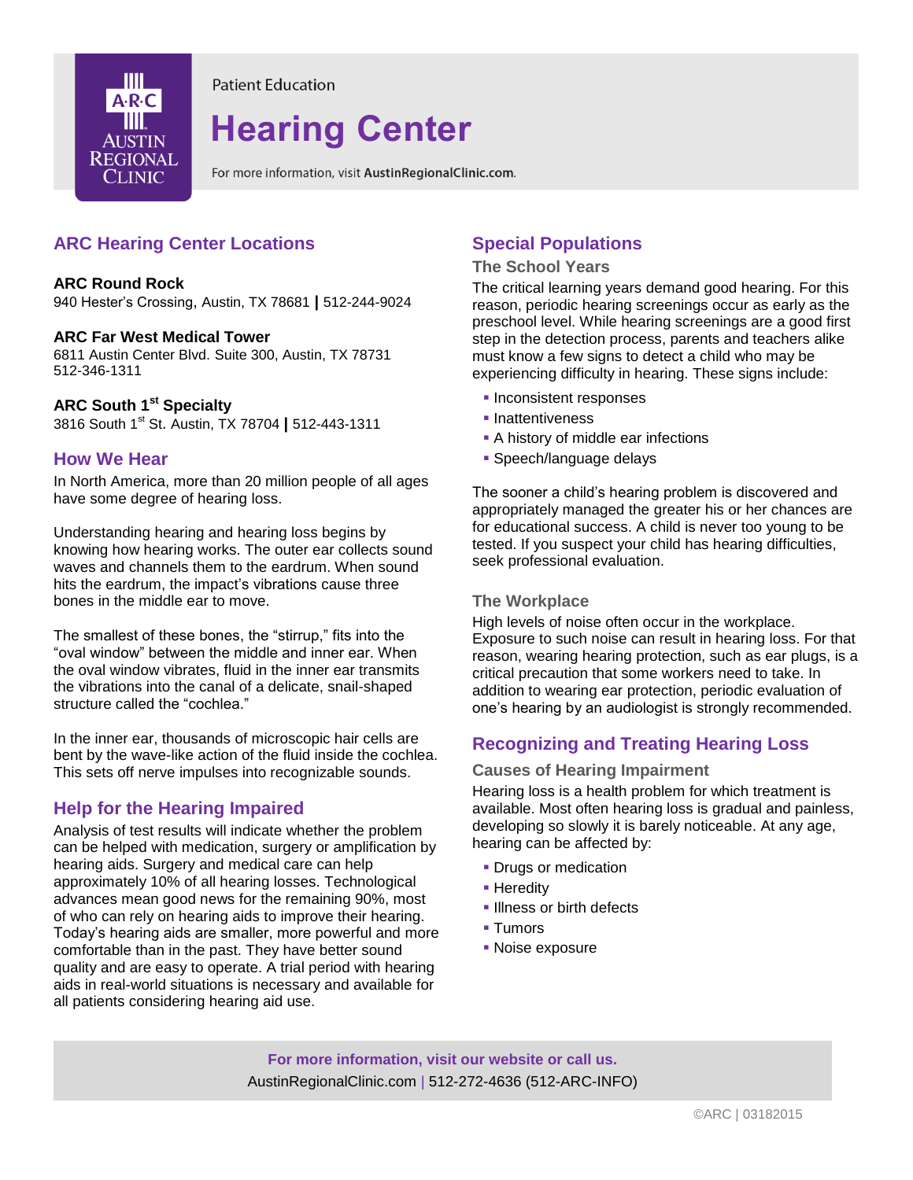Patient Education

# Hearing Center

For more information, visit **AustinRegionalClinic.com**.

## ARC Hearing Center Locations

**ARC Round Rock**
940 Hester's Crossing, Austin, TX 78681 | 512-244-9024

**ARC Far West Medical Tower**
6811 Austin Center Blvd. Suite 300, Austin, TX 78731
512-346-1311

**ARC South 1st Specialty**
3816 South 1st St. Austin, TX 78704 | 512-443-1311

## How We Hear

In North America, more than 20 million people of all ages have some degree of hearing loss.

Understanding hearing and hearing loss begins by knowing how hearing works. The outer ear collects sound waves and channels them to the eardrum. When sound hits the eardrum, the impact's vibrations cause three bones in the middle ear to move.

The smallest of these bones, the "stirrup," fits into the "oval window" between the middle and inner ear. When the oval window vibrates, fluid in the inner ear transmits the vibrations into the canal of a delicate, snail-shaped structure called the "cochlea."

In the inner ear, thousands of microscopic hair cells are bent by the wave-like action of the fluid inside the cochlea. This sets off nerve impulses into recognizable sounds.

## Help for the Hearing Impaired

Analysis of test results will indicate whether the problem can be helped with medication, surgery or amplification by hearing aids. Surgery and medical care can help approximately 10% of all hearing losses. Technological advances mean good news for the remaining 90%, most of who can rely on hearing aids to improve their hearing. Today's hearing aids are smaller, more powerful and more comfortable than in the past. They have better sound quality and are easy to operate. A trial period with hearing aids in real-world situations is necessary and available for all patients considering hearing aid use.

## Special Populations

### The School Years

The critical learning years demand good hearing. For this reason, periodic hearing screenings occur as early as the preschool level. While hearing screenings are a good first step in the detection process, parents and teachers alike must know a few signs to detect a child who may be experiencing difficulty in hearing. These signs include:

- Inconsistent responses
- Inattentiveness
- A history of middle ear infections
- Speech/language delays

The sooner a child's hearing problem is discovered and appropriately managed the greater his or her chances are for educational success. A child is never too young to be tested. If you suspect your child has hearing difficulties, seek professional evaluation.

### The Workplace

High levels of noise often occur in the workplace. Exposure to such noise can result in hearing loss. For that reason, wearing hearing protection, such as ear plugs, is a critical precaution that some workers need to take. In addition to wearing ear protection, periodic evaluation of one's hearing by an audiologist is strongly recommended.

## Recognizing and Treating Hearing Loss

### Causes of Hearing Impairment

Hearing loss is a health problem for which treatment is available. Most often hearing loss is gradual and painless, developing so slowly it is barely noticeable. At any age, hearing can be affected by:

- Drugs or medication
- Heredity
- Illness or birth defects
- Tumors
- Noise exposure

**For more information, visit our website or call us.**
AustinRegionalClinic.com | 512-272-4636 (512-ARC-INFO)

©ARC | 03182015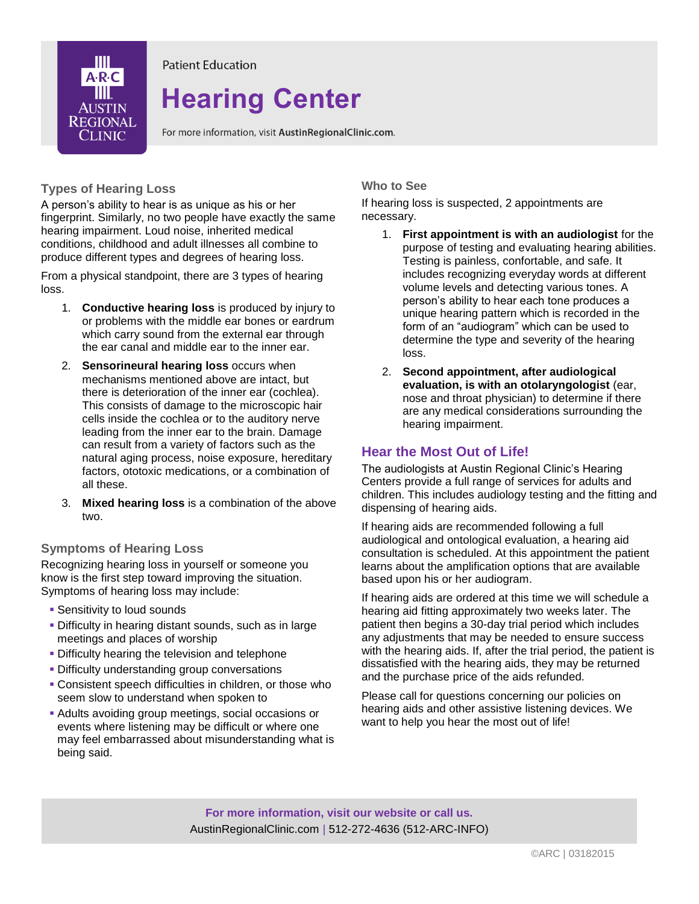Patient Education

# Hearing Center

For more information, visit **AustinRegionalClinic.com**.

## Types of Hearing Loss

A person's ability to hear is as unique as his or her fingerprint. Similarly, no two people have exactly the same hearing impairment. Loud noise, inherited medical conditions, childhood and adult illnesses all combine to produce different types and degrees of hearing loss.

From a physical standpoint, there are 3 types of hearing loss.

1. **Conductive hearing loss** is produced by injury to or problems with the middle ear bones or eardrum which carry sound from the external ear through the ear canal and middle ear to the inner ear.
2. **Sensorineural hearing loss** occurs when mechanisms mentioned above are intact, but there is deterioration of the inner ear (cochlea). This consists of damage to the microscopic hair cells inside the cochlea or to the auditory nerve leading from the inner ear to the brain. Damage can result from a variety of factors such as the natural aging process, noise exposure, hereditary factors, ototoxic medications, or a combination of all these.
3. **Mixed hearing loss** is a combination of the above two.

## Symptoms of Hearing Loss

Recognizing hearing loss in yourself or someone you know is the first step toward improving the situation. Symptoms of hearing loss may include:

- Sensitivity to loud sounds
- Difficulty in hearing distant sounds, such as in large meetings and places of worship
- Difficulty hearing the television and telephone
- Difficulty understanding group conversations
- Consistent speech difficulties in children, or those who seem slow to understand when spoken to
- Adults avoiding group meetings, social occasions or events where listening may be difficult or where one may feel embarrassed about misunderstanding what is being said.

## Who to See

If hearing loss is suspected, 2 appointments are necessary.

1. **First appointment is with an audiologist** for the purpose of testing and evaluating hearing abilities. Testing is painless, confortable, and safe. It includes recognizing everyday words at different volume levels and detecting various tones. A person's ability to hear each tone produces a unique hearing pattern which is recorded in the form of an "audiogram" which can be used to determine the type and severity of the hearing loss.
2. **Second appointment, after audiological evaluation, is with an otolaryngologist** (ear, nose and throat physician) to determine if there are any medical considerations surrounding the hearing impairment.

## Hear the Most Out of Life!

The audiologists at Austin Regional Clinic's Hearing Centers provide a full range of services for adults and children. This includes audiology testing and the fitting and dispensing of hearing aids.

If hearing aids are recommended following a full audiological and ontological evaluation, a hearing aid consultation is scheduled. At this appointment the patient learns about the amplification options that are available based upon his or her audiogram.

If hearing aids are ordered at this time we will schedule a hearing aid fitting approximately two weeks later. The patient then begins a 30-day trial period which includes any adjustments that may be needed to ensure success with the hearing aids. If, after the trial period, the patient is dissatisfied with the hearing aids, they may be returned and the purchase price of the aids refunded.

Please call for questions concerning our policies on hearing aids and other assistive listening devices. We want to help you hear the most out of life!

**For more information, visit our website or call us.**
AustinRegionalClinic.com | 512-272-4636 (512-ARC-INFO)

©ARC | 03182015